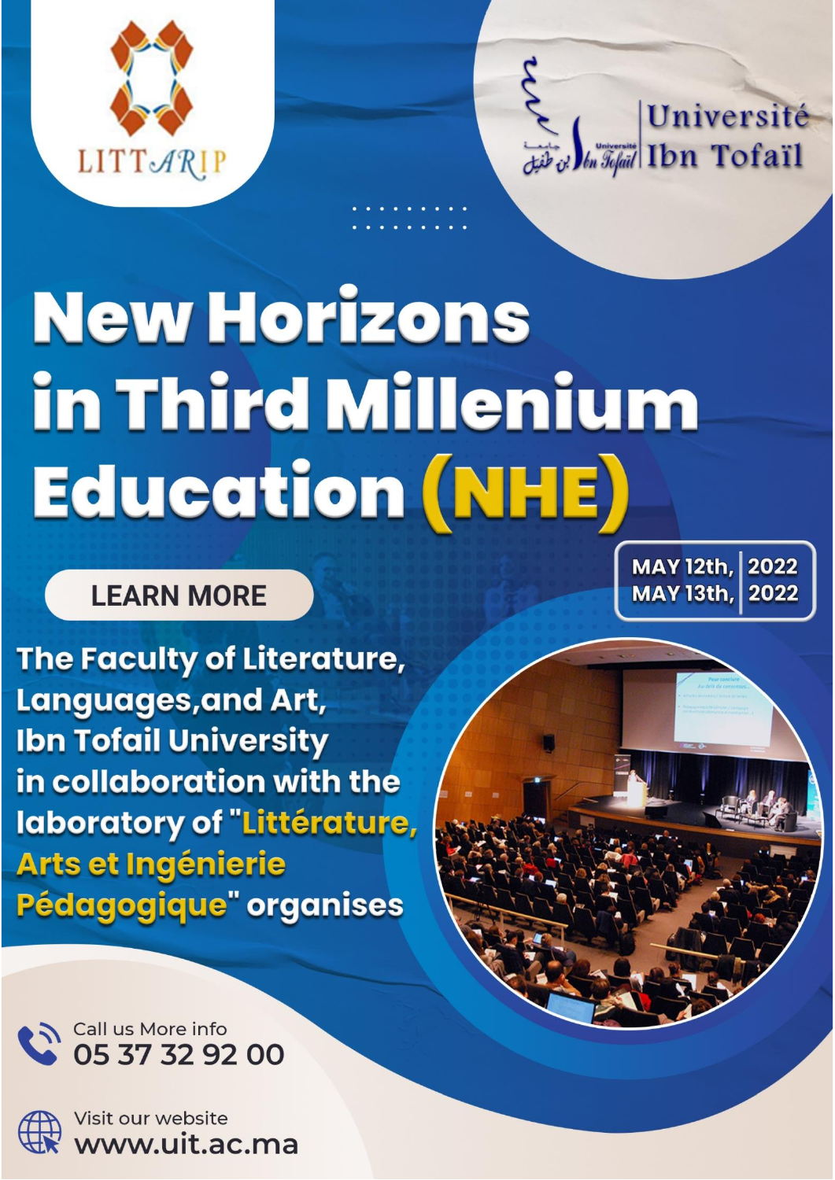LITTARIP

جامعة ابن طفيل
Université Ibn Tofaïl

# New Horizons in Third Millenium Education (NHE)

MAY 12th, 2022
MAY 13th, 2022

LEARN MORE

**The Faculty of Literature, Languages,and Art, Ibn Tofail University in collaboration with the laboratory of "Littérature, Arts et Ingénierie Pédagogique" organises**

Call us More info
**05 37 32 92 00**

Visit our website
**www.uit.ac.ma**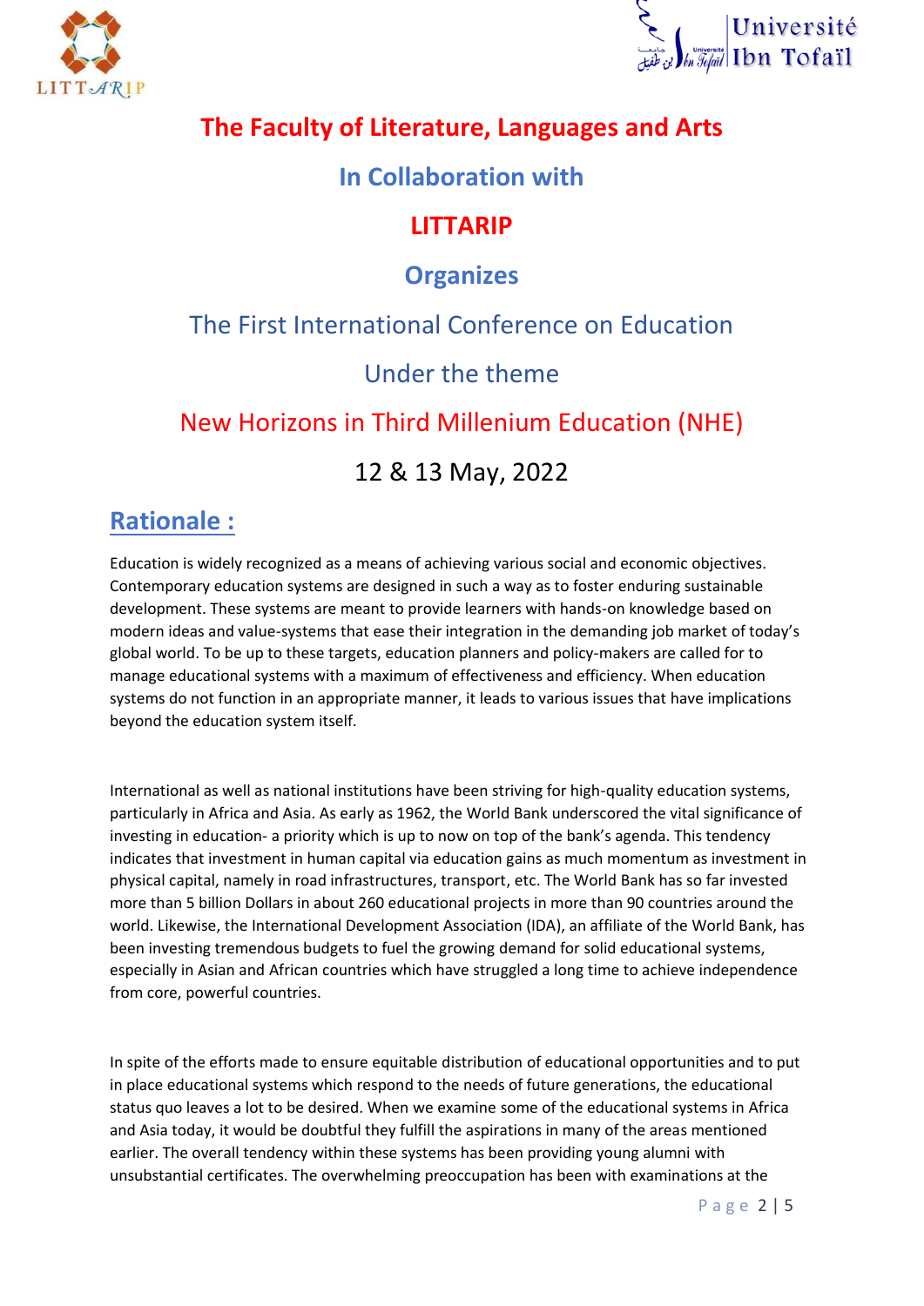**The Faculty of Literature, Languages and Arts**

**In Collaboration with**

**LITTARIP**

**Organizes**

The First International Conference on Education

Under the theme

New Horizons in Third Millenium Education (NHE)

12 & 13 May, 2022

## Rationale :

Education is widely recognized as a means of achieving various social and economic objectives. Contemporary education systems are designed in such a way as to foster enduring sustainable development. These systems are meant to provide learners with hands-on knowledge based on modern ideas and value-systems that ease their integration in the demanding job market of today's global world. To be up to these targets, education planners and policy-makers are called for to manage educational systems with a maximum of effectiveness and efficiency. When education systems do not function in an appropriate manner, it leads to various issues that have implications beyond the education system itself.

International as well as national institutions have been striving for high-quality education systems, particularly in Africa and Asia. As early as 1962, the World Bank underscored the vital significance of investing in education- a priority which is up to now on top of the bank's agenda. This tendency indicates that investment in human capital via education gains as much momentum as investment in physical capital, namely in road infrastructures, transport, etc. The World Bank has so far invested more than 5 billion Dollars in about 260 educational projects in more than 90 countries around the world. Likewise, the International Development Association (IDA), an affiliate of the World Bank, has been investing tremendous budgets to fuel the growing demand for solid educational systems, especially in Asian and African countries which have struggled a long time to achieve independence from core, powerful countries.

In spite of the efforts made to ensure equitable distribution of educational opportunities and to put in place educational systems which respond to the needs of future generations, the educational status quo leaves a lot to be desired. When we examine some of the educational systems in Africa and Asia today, it would be doubtful they fulfill the aspirations in many of the areas mentioned earlier. The overall tendency within these systems has been providing young alumni with unsubstantial certificates. The overwhelming preoccupation has been with examinations at the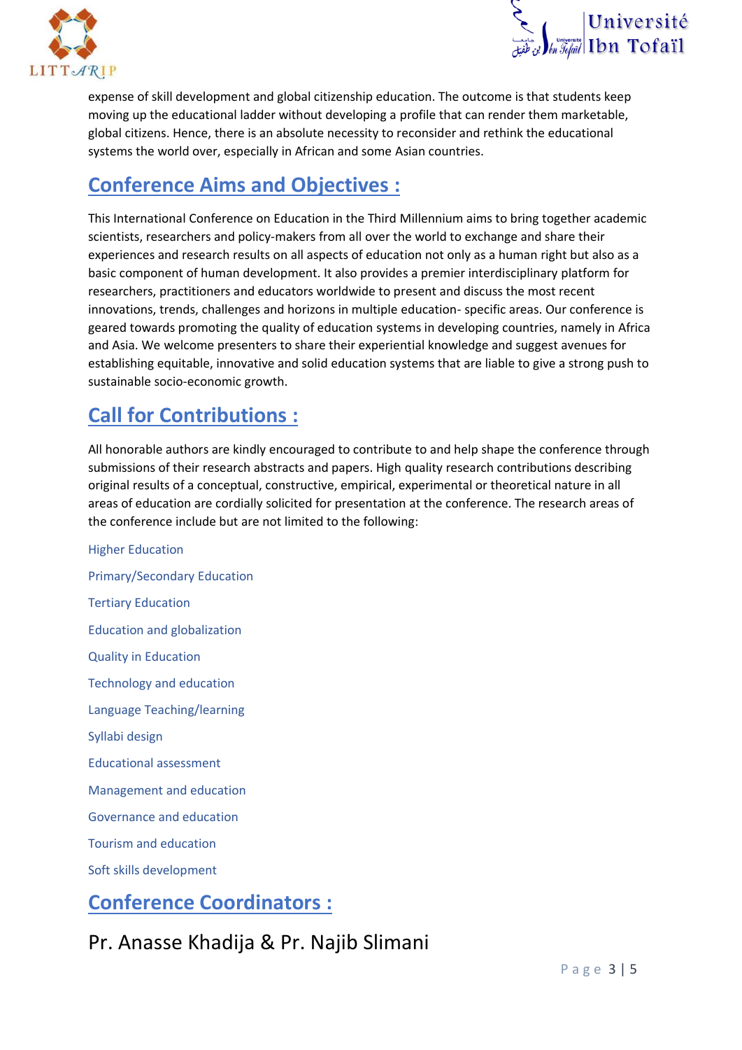expense of skill development and global citizenship education. The outcome is that students keep moving up the educational ladder without developing a profile that can render them marketable, global citizens. Hence, there is an absolute necessity to reconsider and rethink the educational systems the world over, especially in African and some Asian countries.

## Conference Aims and Objectives :

This International Conference on Education in the Third Millennium aims to bring together academic scientists, researchers and policy-makers from all over the world to exchange and share their experiences and research results on all aspects of education not only as a human right but also as a basic component of human development. It also provides a premier interdisciplinary platform for researchers, practitioners and educators worldwide to present and discuss the most recent innovations, trends, challenges and horizons in multiple education- specific areas. Our conference is geared towards promoting the quality of education systems in developing countries, namely in Africa and Asia. We welcome presenters to share their experiential knowledge and suggest avenues for establishing equitable, innovative and solid education systems that are liable to give a strong push to sustainable socio-economic growth.

## Call for Contributions :

All honorable authors are kindly encouraged to contribute to and help shape the conference through submissions of their research abstracts and papers. High quality research contributions describing original results of a conceptual, constructive, empirical, experimental or theoretical nature in all areas of education are cordially solicited for presentation at the conference. The research areas of the conference include but are not limited to the following:

- Higher Education
- Primary/Secondary Education
- Tertiary Education
- Education and globalization
- Quality in Education
- Technology and education
- Language Teaching/learning
- Syllabi design
- Educational assessment
- Management and education
- Governance and education
- Tourism and education
- Soft skills development

## Conference Coordinators :

Pr. Anasse Khadija & Pr. Najib Slimani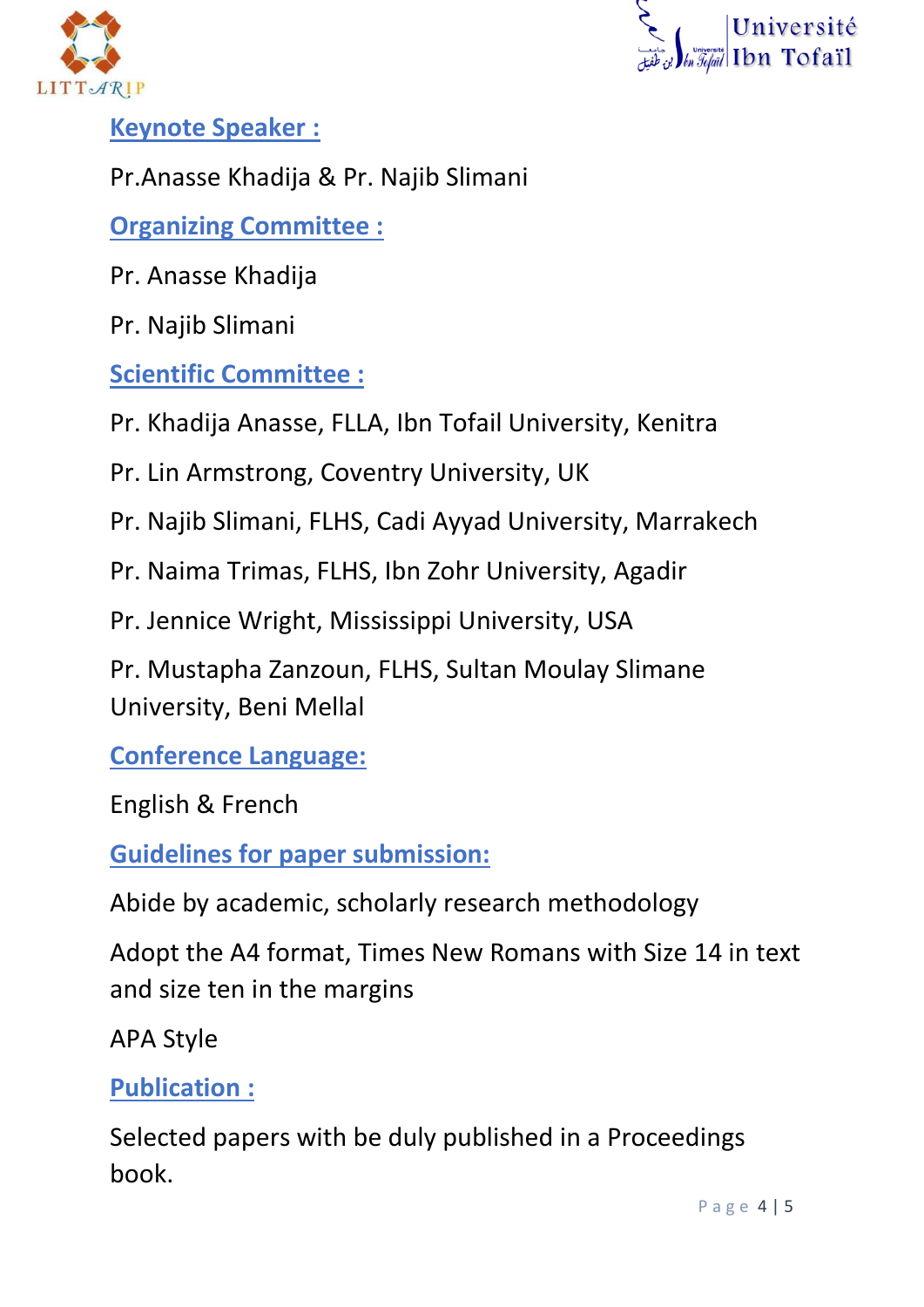## Keynote Speaker :

Pr.Anasse Khadija & Pr. Najib Slimani

## Organizing Committee :

Pr. Anasse Khadija

Pr. Najib Slimani

## Scientific Committee :

Pr. Khadija Anasse, FLLA, Ibn Tofail University, Kenitra

Pr. Lin Armstrong, Coventry University, UK

Pr. Najib Slimani, FLHS, Cadi Ayyad University, Marrakech

Pr. Naima Trimas, FLHS, Ibn Zohr University, Agadir

Pr. Jennice Wright, Mississippi University, USA

Pr. Mustapha Zanzoun, FLHS, Sultan Moulay Slimane University, Beni Mellal

## Conference Language:

English & French

## Guidelines for paper submission:

Abide by academic, scholarly research methodology

Adopt the A4 format, Times New Romans with Size 14 in text and size ten in the margins

APA Style

## Publication :

Selected papers with be duly published in a Proceedings book.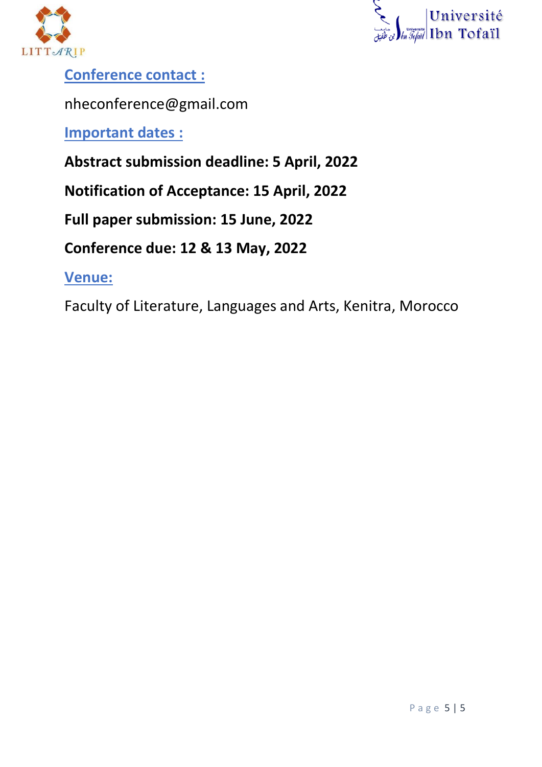## Conference contact :

nheconference@gmail.com

## Important dates :

**Abstract submission deadline: 5 April, 2022**

**Notification of Acceptance: 15 April, 2022**

**Full paper submission: 15 June, 2022**

**Conference due: 12 & 13 May, 2022**

## Venue:

Faculty of Literature, Languages and Arts, Kenitra, Morocco